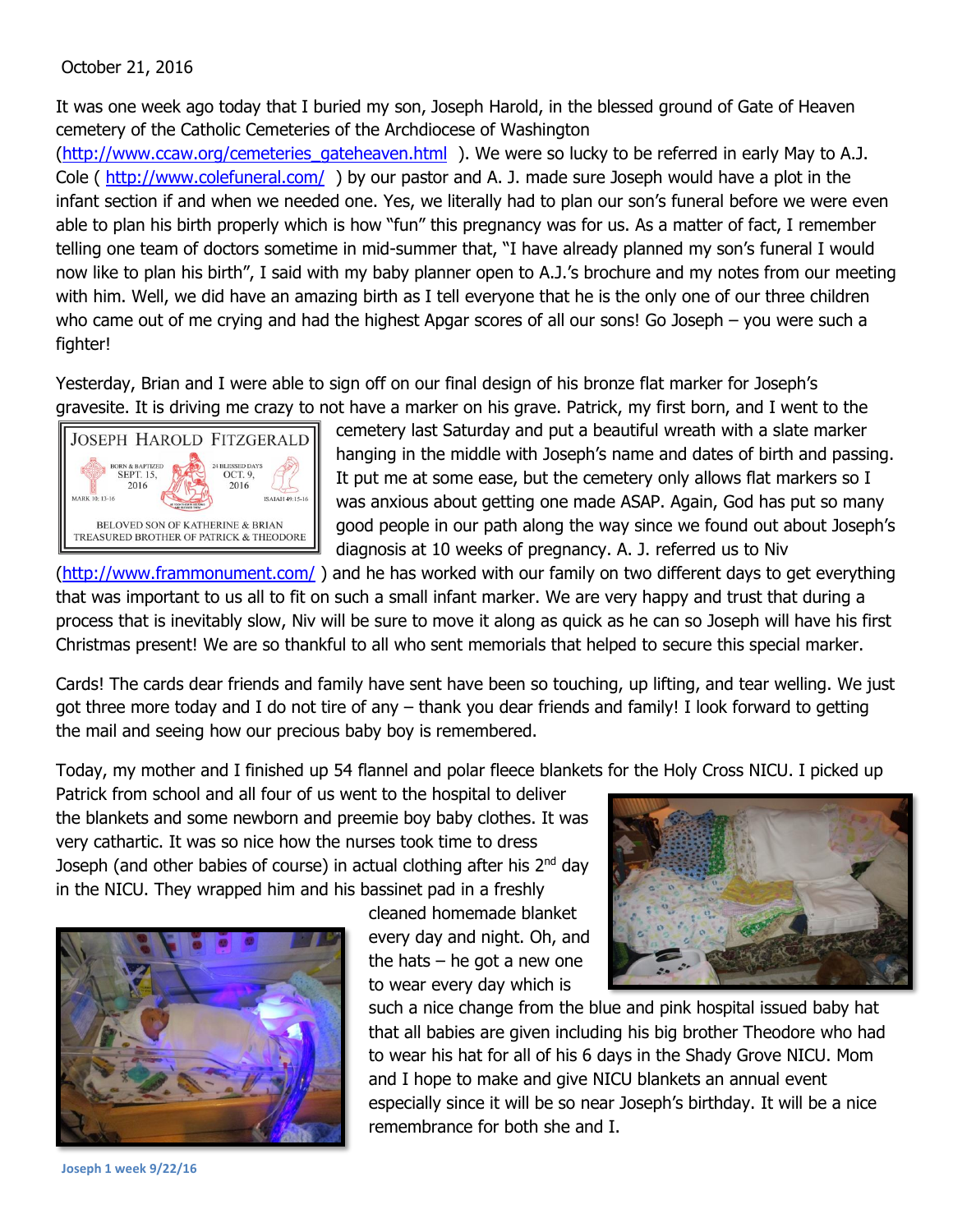October 21, 2016

It was one week ago today that I buried my son, Joseph Harold, in the blessed ground of Gate of Heaven cemetery of the Catholic Cemeteries of the Archdiocese of Washington (http://www.ccaw.org/cemeteries_gateheaven.html ). We were so lucky to be referred in early May to A.J. Cole ( http://www.colefuneral.com/ ) by our pastor and A. J. made sure Joseph would have a plot in the infant section if and when we needed one. Yes, we literally had to plan our son's funeral before we were even able to plan his birth properly which is how "fun" this pregnancy was for us. As a matter of fact, I remember telling one team of doctors sometime in mid-summer that, "I have already planned my son's funeral I would now like to plan his birth", I said with my baby planner open to A.J.'s brochure and my notes from our meeting with him. Well, we did have an amazing birth as I tell everyone that he is the only one of our three children who came out of me crying and had the highest Apgar scores of all our sons! Go Joseph – you were such a fighter!

Yesterday, Brian and I were able to sign off on our final design of his bronze flat marker for Joseph's gravesite. It is driving me crazy to not have a marker on his grave. Patrick, my first born, and I went to the cemetery last Saturday and put a beautiful wreath with a slate marker hanging in the middle with Joseph's name and dates of birth and passing. It put me at some ease, but the cemetery only allows flat markers so I was anxious about getting one made ASAP. Again, God has put so many good people in our path along the way since we found out about Joseph's diagnosis at 10 weeks of pregnancy. A. J. referred us to Niv (http://www.frammonument.com/ ) and he has worked with our family on two different days to get everything that was important to us all to fit on such a small infant marker. We are very happy and trust that during a process that is inevitably slow, Niv will be sure to move it along as quick as he can so Joseph will have his first Christmas present! We are so thankful to all who sent memorials that helped to secure this special marker.

Cards! The cards dear friends and family have sent have been so touching, up lifting, and tear welling. We just got three more today and I do not tire of any – thank you dear friends and family! I look forward to getting the mail and seeing how our precious baby boy is remembered.

Today, my mother and I finished up 54 flannel and polar fleece blankets for the Holy Cross NICU. I picked up Patrick from school and all four of us went to the hospital to deliver the blankets and some newborn and preemie boy baby clothes. It was very cathartic. It was so nice how the nurses took time to dress Joseph (and other babies of course) in actual clothing after his 2nd day in the NICU. They wrapped him and his bassinet pad in a freshly cleaned homemade blanket every day and night. Oh, and the hats – he got a new one to wear every day which is such a nice change from the blue and pink hospital issued baby hat that all babies are given including his big brother Theodore who had to wear his hat for all of his 6 days in the Shady Grove NICU. Mom and I hope to make and give NICU blankets an annual event especially since it will be so near Joseph's birthday. It will be a nice remembrance for both she and I.

**Joseph 1 week 9/22/16**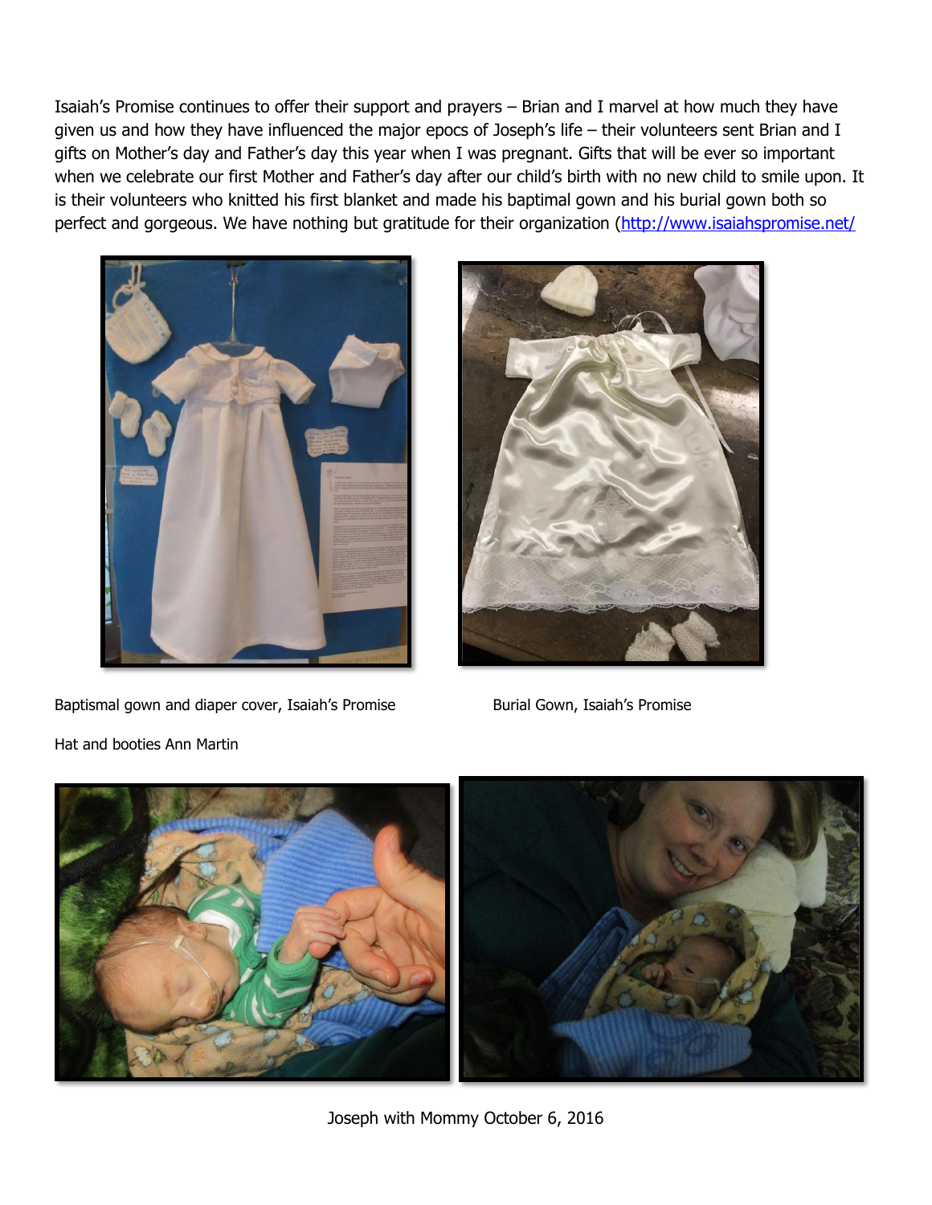Isaiah's Promise continues to offer their support and prayers – Brian and I marvel at how much they have given us and how they have influenced the major epocs of Joseph's life – their volunteers sent Brian and I gifts on Mother's day and Father's day this year when I was pregnant. Gifts that will be ever so important when we celebrate our first Mother and Father's day after our child's birth with no new child to smile upon. It is their volunteers who knitted his first blanket and made his baptimal gown and his burial gown both so perfect and gorgeous. We have nothing but gratitude for their organization (http://www.isaiahspromise.net/

Baptismal gown and diaper cover, Isaiah's Promise

Burial Gown, Isaiah's Promise

Hat and booties Ann Martin

Joseph with Mommy October 6, 2016